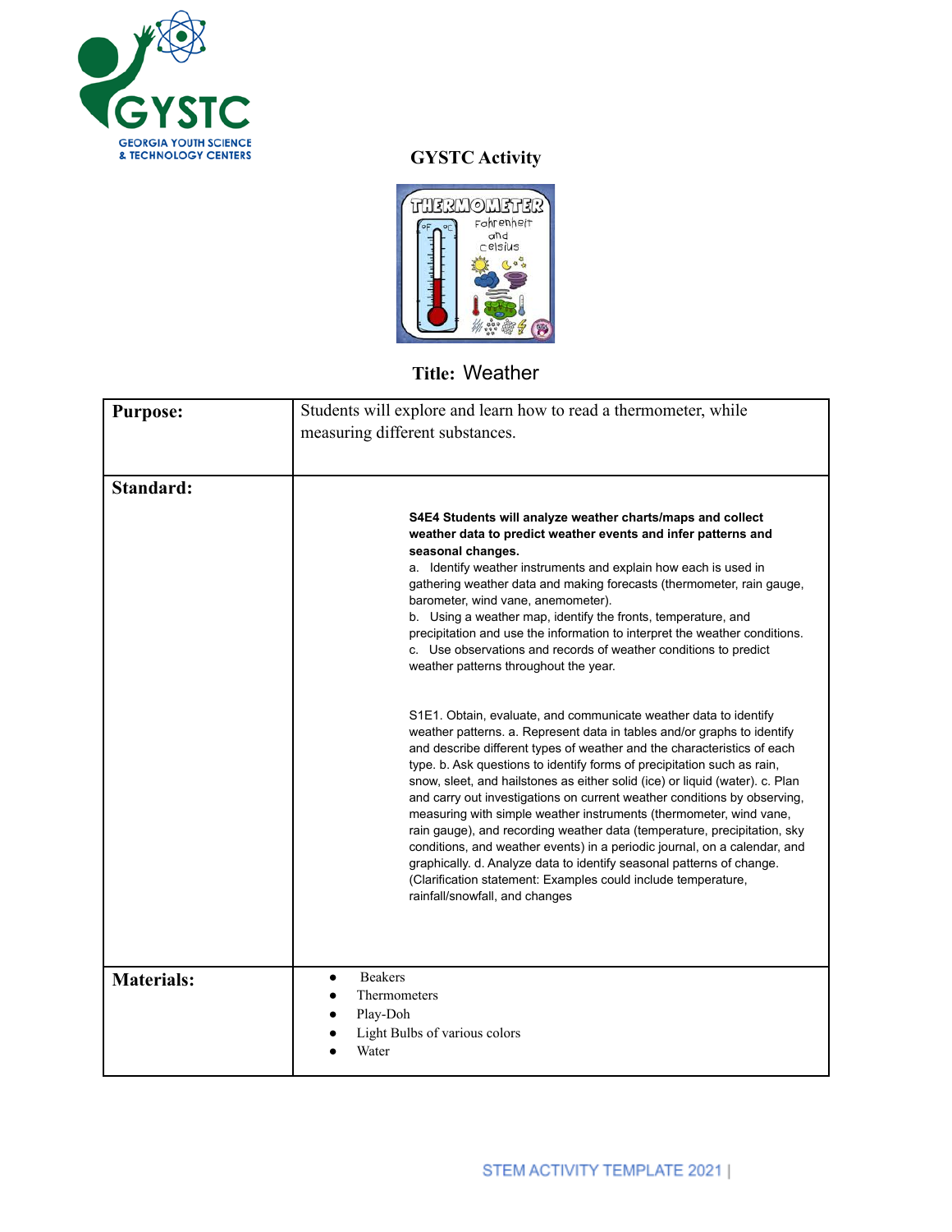GYSTC
GEORGIA YOUTH SCIENCE & TECHNOLOGY CENTERS

## GYSTC Activity

# Title: Weather

| **Purpose:** | Students will explore and learn how to read a thermometer, while measuring different substances. |
|---|---|
| **Standard:** | **S4E4 Students will analyze weather charts/maps and collect weather data to predict weather events and infer patterns and seasonal changes.**<br>a. Identify weather instruments and explain how each is used in gathering weather data and making forecasts (thermometer, rain gauge, barometer, wind vane, anemometer).<br>b. Using a weather map, identify the fronts, temperature, and precipitation and use the information to interpret the weather conditions.<br>c. Use observations and records of weather conditions to predict weather patterns throughout the year.<br><br>S1E1. Obtain, evaluate, and communicate weather data to identify weather patterns. a. Represent data in tables and/or graphs to identify and describe different types of weather and the characteristics of each type. b. Ask questions to identify forms of precipitation such as rain, snow, sleet, and hailstones as either solid (ice) or liquid (water). c. Plan and carry out investigations on current weather conditions by observing, measuring with simple weather instruments (thermometer, wind vane, rain gauge), and recording weather data (temperature, precipitation, sky conditions, and weather events) in a periodic journal, on a calendar, and graphically. d. Analyze data to identify seasonal patterns of change. (Clarification statement: Examples could include temperature, rainfall/snowfall, and changes |
| **Materials:** | • Beakers<br>• Thermometers<br>• Play-Doh<br>• Light Bulbs of various colors<br>• Water |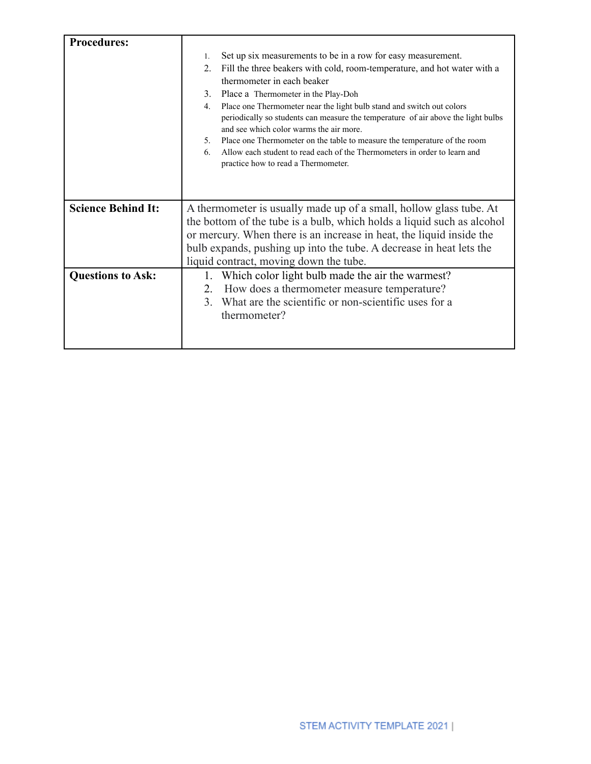| | |
|---|---|
| **Procedures:** | 1. Set up six measurements to be in a row for easy measurement.<br>2. Fill the three beakers with cold, room-temperature, and hot water with a thermometer in each beaker<br>3. Place a Thermometer in the Play-Doh<br>4. Place one Thermometer near the light bulb stand and switch out colors periodically so students can measure the temperature of air above the light bulbs and see which color warms the air more.<br>5. Place one Thermometer on the table to measure the temperature of the room<br>6. Allow each student to read each of the Thermometers in order to learn and practice how to read a Thermometer. |
| **Science Behind It:** | A thermometer is usually made up of a small, hollow glass tube. At the bottom of the tube is a bulb, which holds a liquid such as alcohol or mercury. When there is an increase in heat, the liquid inside the bulb expands, pushing up into the tube. A decrease in heat lets the liquid contract, moving down the tube. |
| **Questions to Ask:** | 1. Which color light bulb made the air the warmest?<br>2. How does a thermometer measure temperature?<br>3. What are the scientific or non-scientific uses for a thermometer? |